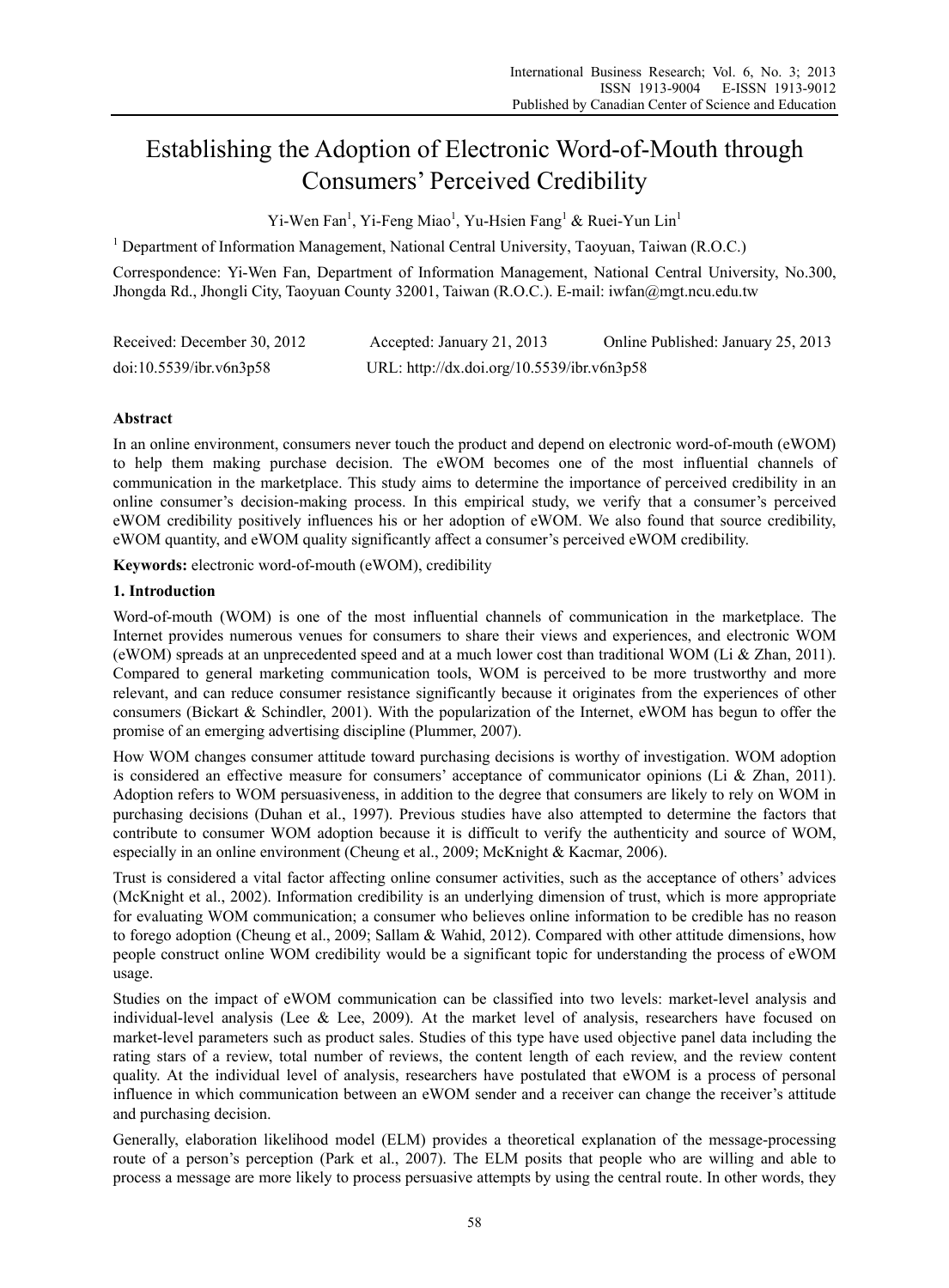# Establishing the Adoption of Electronic Word-of-Mouth through Consumers' Perceived Credibility

Yi-Wen Fan[1], Yi-Feng Miao[1], Yu-Hsien Fang[1] & Ruei-Yun Lin[1]

[1] Department of Information Management, National Central University, Taoyuan, Taiwan (R.O.C.)

Correspondence: Yi-Wen Fan, Department of Information Management, National Central University, No.300, Jhongda Rd., Jhongli City, Taoyuan County 32001, Taiwan (R.O.C.). E-mail: iwfan@mgt.ncu.edu.tw

Received: December 30, 2012 Accepted: January 21, 2013 Online Published: January 25, 2013

doi:10.5539/ibr.v6n3p58 URL: http://dx.doi.org/10.5539/ibr.v6n3p58

**Abstract**

In an online environment, consumers never touch the product and depend on electronic word-of-mouth (eWOM) to help them making purchase decision. The eWOM becomes one of the most influential channels of communication in the marketplace. This study aims to determine the importance of perceived credibility in an online consumer's decision-making process. In this empirical study, we verify that a consumer's perceived eWOM credibility positively influences his or her adoption of eWOM. We also found that source credibility, eWOM quantity, and eWOM quality significantly affect a consumer's perceived eWOM credibility.

**Keywords:** electronic word-of-mouth (eWOM), credibility

## 1. Introduction

Word-of-mouth (WOM) is one of the most influential channels of communication in the marketplace. The Internet provides numerous venues for consumers to share their views and experiences, and electronic WOM (eWOM) spreads at an unprecedented speed and at a much lower cost than traditional WOM (Li & Zhan, 2011). Compared to general marketing communication tools, WOM is perceived to be more trustworthy and more relevant, and can reduce consumer resistance significantly because it originates from the experiences of other consumers (Bickart & Schindler, 2001). With the popularization of the Internet, eWOM has begun to offer the promise of an emerging advertising discipline (Plummer, 2007).

How WOM changes consumer attitude toward purchasing decisions is worthy of investigation. WOM adoption is considered an effective measure for consumers' acceptance of communicator opinions (Li & Zhan, 2011). Adoption refers to WOM persuasiveness, in addition to the degree that consumers are likely to rely on WOM in purchasing decisions (Duhan et al., 1997). Previous studies have also attempted to determine the factors that contribute to consumer WOM adoption because it is difficult to verify the authenticity and source of WOM, especially in an online environment (Cheung et al., 2009; McKnight & Kacmar, 2006).

Trust is considered a vital factor affecting online consumer activities, such as the acceptance of others' advices (McKnight et al., 2002). Information credibility is an underlying dimension of trust, which is more appropriate for evaluating WOM communication; a consumer who believes online information to be credible has no reason to forego adoption (Cheung et al., 2009; Sallam & Wahid, 2012). Compared with other attitude dimensions, how people construct online WOM credibility would be a significant topic for understanding the process of eWOM usage.

Studies on the impact of eWOM communication can be classified into two levels: market-level analysis and individual-level analysis (Lee & Lee, 2009). At the market level of analysis, researchers have focused on market-level parameters such as product sales. Studies of this type have used objective panel data including the rating stars of a review, total number of reviews, the content length of each review, and the review content quality. At the individual level of analysis, researchers have postulated that eWOM is a process of personal influence in which communication between an eWOM sender and a receiver can change the receiver's attitude and purchasing decision.

Generally, elaboration likelihood model (ELM) provides a theoretical explanation of the message-processing route of a person's perception (Park et al., 2007). The ELM posits that people who are willing and able to process a message are more likely to process persuasive attempts by using the central route. In other words, they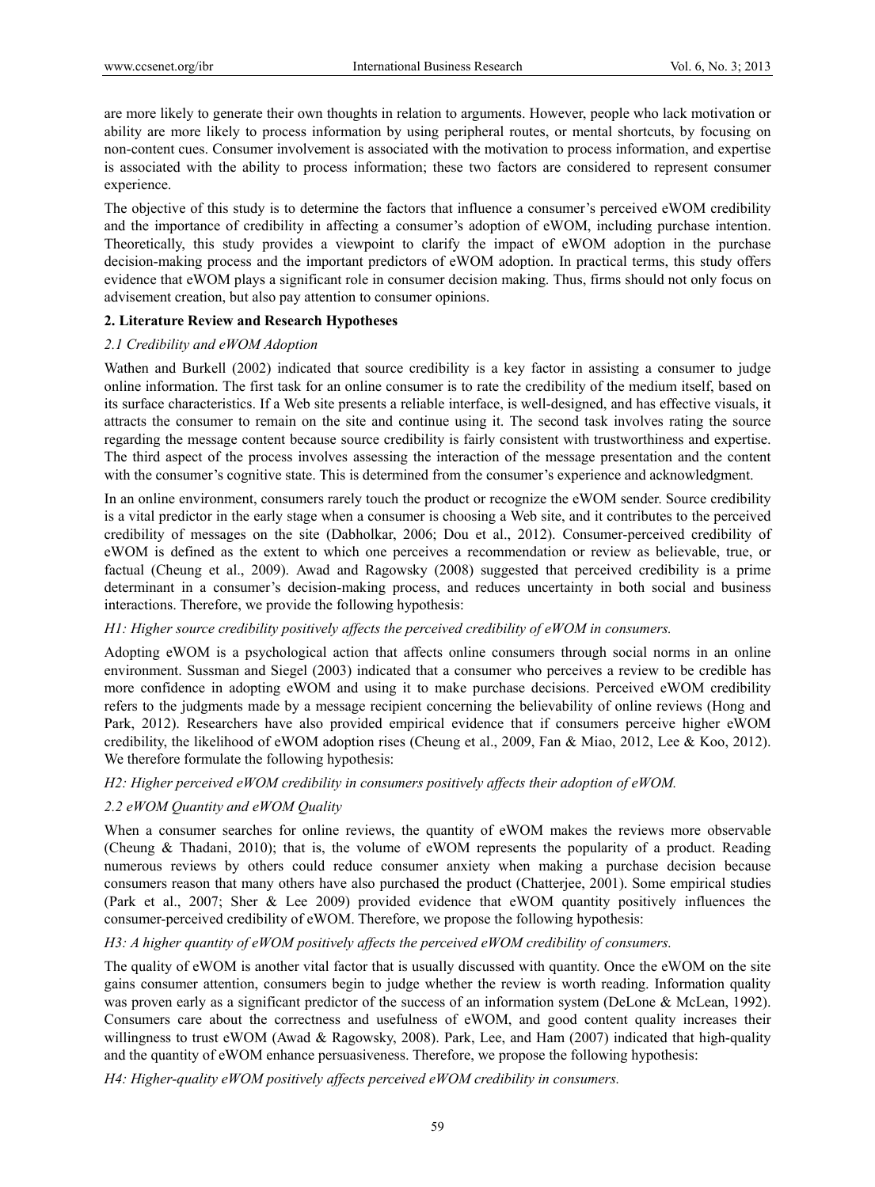are more likely to generate their own thoughts in relation to arguments. However, people who lack motivation or ability are more likely to process information by using peripheral routes, or mental shortcuts, by focusing on non-content cues. Consumer involvement is associated with the motivation to process information, and expertise is associated with the ability to process information; these two factors are considered to represent consumer experience.

The objective of this study is to determine the factors that influence a consumer's perceived eWOM credibility and the importance of credibility in affecting a consumer's adoption of eWOM, including purchase intention. Theoretically, this study provides a viewpoint to clarify the impact of eWOM adoption in the purchase decision-making process and the important predictors of eWOM adoption. In practical terms, this study offers evidence that eWOM plays a significant role in consumer decision making. Thus, firms should not only focus on advisement creation, but also pay attention to consumer opinions.

## 2. Literature Review and Research Hypotheses

### *2.1 Credibility and eWOM Adoption*

Wathen and Burkell (2002) indicated that source credibility is a key factor in assisting a consumer to judge online information. The first task for an online consumer is to rate the credibility of the medium itself, based on its surface characteristics. If a Web site presents a reliable interface, is well-designed, and has effective visuals, it attracts the consumer to remain on the site and continue using it. The second task involves rating the source regarding the message content because source credibility is fairly consistent with trustworthiness and expertise. The third aspect of the process involves assessing the interaction of the message presentation and the content with the consumer's cognitive state. This is determined from the consumer's experience and acknowledgment.

In an online environment, consumers rarely touch the product or recognize the eWOM sender. Source credibility is a vital predictor in the early stage when a consumer is choosing a Web site, and it contributes to the perceived credibility of messages on the site (Dabholkar, 2006; Dou et al., 2012). Consumer-perceived credibility of eWOM is defined as the extent to which one perceives a recommendation or review as believable, true, or factual (Cheung et al., 2009). Awad and Ragowsky (2008) suggested that perceived credibility is a prime determinant in a consumer's decision-making process, and reduces uncertainty in both social and business interactions. Therefore, we provide the following hypothesis:

*H1: Higher source credibility positively affects the perceived credibility of eWOM in consumers.*

Adopting eWOM is a psychological action that affects online consumers through social norms in an online environment. Sussman and Siegel (2003) indicated that a consumer who perceives a review to be credible has more confidence in adopting eWOM and using it to make purchase decisions. Perceived eWOM credibility refers to the judgments made by a message recipient concerning the believability of online reviews (Hong and Park, 2012). Researchers have also provided empirical evidence that if consumers perceive higher eWOM credibility, the likelihood of eWOM adoption rises (Cheung et al., 2009, Fan & Miao, 2012, Lee & Koo, 2012). We therefore formulate the following hypothesis:

*H2: Higher perceived eWOM credibility in consumers positively affects their adoption of eWOM.*

### *2.2 eWOM Quantity and eWOM Quality*

When a consumer searches for online reviews, the quantity of eWOM makes the reviews more observable (Cheung & Thadani, 2010); that is, the volume of eWOM represents the popularity of a product. Reading numerous reviews by others could reduce consumer anxiety when making a purchase decision because consumers reason that many others have also purchased the product (Chatterjee, 2001). Some empirical studies (Park et al., 2007; Sher & Lee 2009) provided evidence that eWOM quantity positively influences the consumer-perceived credibility of eWOM. Therefore, we propose the following hypothesis:

*H3: A higher quantity of eWOM positively affects the perceived eWOM credibility of consumers.*

The quality of eWOM is another vital factor that is usually discussed with quantity. Once the eWOM on the site gains consumer attention, consumers begin to judge whether the review is worth reading. Information quality was proven early as a significant predictor of the success of an information system (DeLone & McLean, 1992). Consumers care about the correctness and usefulness of eWOM, and good content quality increases their willingness to trust eWOM (Awad & Ragowsky, 2008). Park, Lee, and Ham (2007) indicated that high-quality and the quantity of eWOM enhance persuasiveness. Therefore, we propose the following hypothesis:

*H4: Higher-quality eWOM positively affects perceived eWOM credibility in consumers.*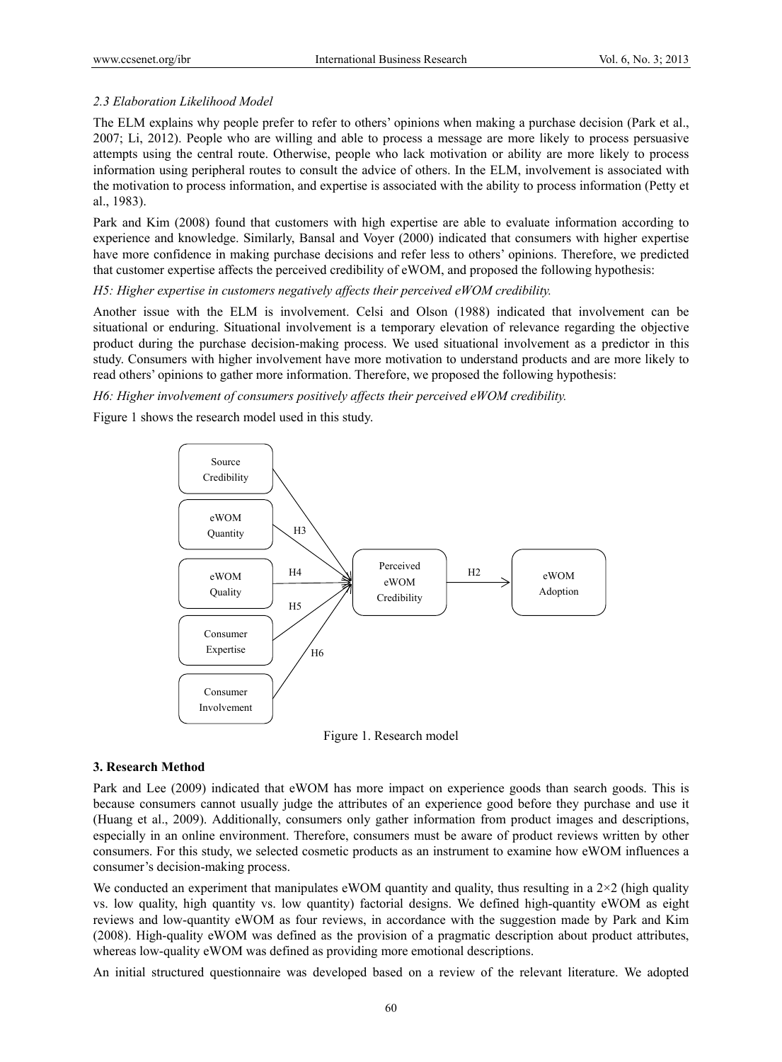### 2.3 Elaboration Likelihood Model

The ELM explains why people prefer to refer to others' opinions when making a purchase decision (Park et al., 2007; Li, 2012). People who are willing and able to process a message are more likely to process persuasive attempts using the central route. Otherwise, people who lack motivation or ability are more likely to process information using peripheral routes to consult the advice of others. In the ELM, involvement is associated with the motivation to process information, and expertise is associated with the ability to process information (Petty et al., 1983).

Park and Kim (2008) found that customers with high expertise are able to evaluate information according to experience and knowledge. Similarly, Bansal and Voyer (2000) indicated that consumers with higher expertise have more confidence in making purchase decisions and refer less to others' opinions. Therefore, we predicted that customer expertise affects the perceived credibility of eWOM, and proposed the following hypothesis:

*H5: Higher expertise in customers negatively affects their perceived eWOM credibility.*

Another issue with the ELM is involvement. Celsi and Olson (1988) indicated that involvement can be situational or enduring. Situational involvement is a temporary elevation of relevance regarding the objective product during the purchase decision-making process. We used situational involvement as a predictor in this study. Consumers with higher involvement have more motivation to understand products and are more likely to read others' opinions to gather more information. Therefore, we proposed the following hypothesis:

*H6: Higher involvement of consumers positively affects their perceived eWOM credibility.*

Figure 1 shows the research model used in this study.

Source Credibility, eWOM Quantity, eWOM Quality, Consumer Expertise, Consumer Involvement → (H3, H4, H5, H6) → Perceived eWOM Credibility → (H2) → eWOM Adoption

Figure 1. Research model

## 3. Research Method

Park and Lee (2009) indicated that eWOM has more impact on experience goods than search goods. This is because consumers cannot usually judge the attributes of an experience good before they purchase and use it (Huang et al., 2009). Additionally, consumers only gather information from product images and descriptions, especially in an online environment. Therefore, consumers must be aware of product reviews written by other consumers. For this study, we selected cosmetic products as an instrument to examine how eWOM influences a consumer's decision-making process.

We conducted an experiment that manipulates eWOM quantity and quality, thus resulting in a 2×2 (high quality vs. low quality, high quantity vs. low quantity) factorial designs. We defined high-quantity eWOM as eight reviews and low-quantity eWOM as four reviews, in accordance with the suggestion made by Park and Kim (2008). High-quality eWOM was defined as the provision of a pragmatic description about product attributes, whereas low-quality eWOM was defined as providing more emotional descriptions.

An initial structured questionnaire was developed based on a review of the relevant literature. We adopted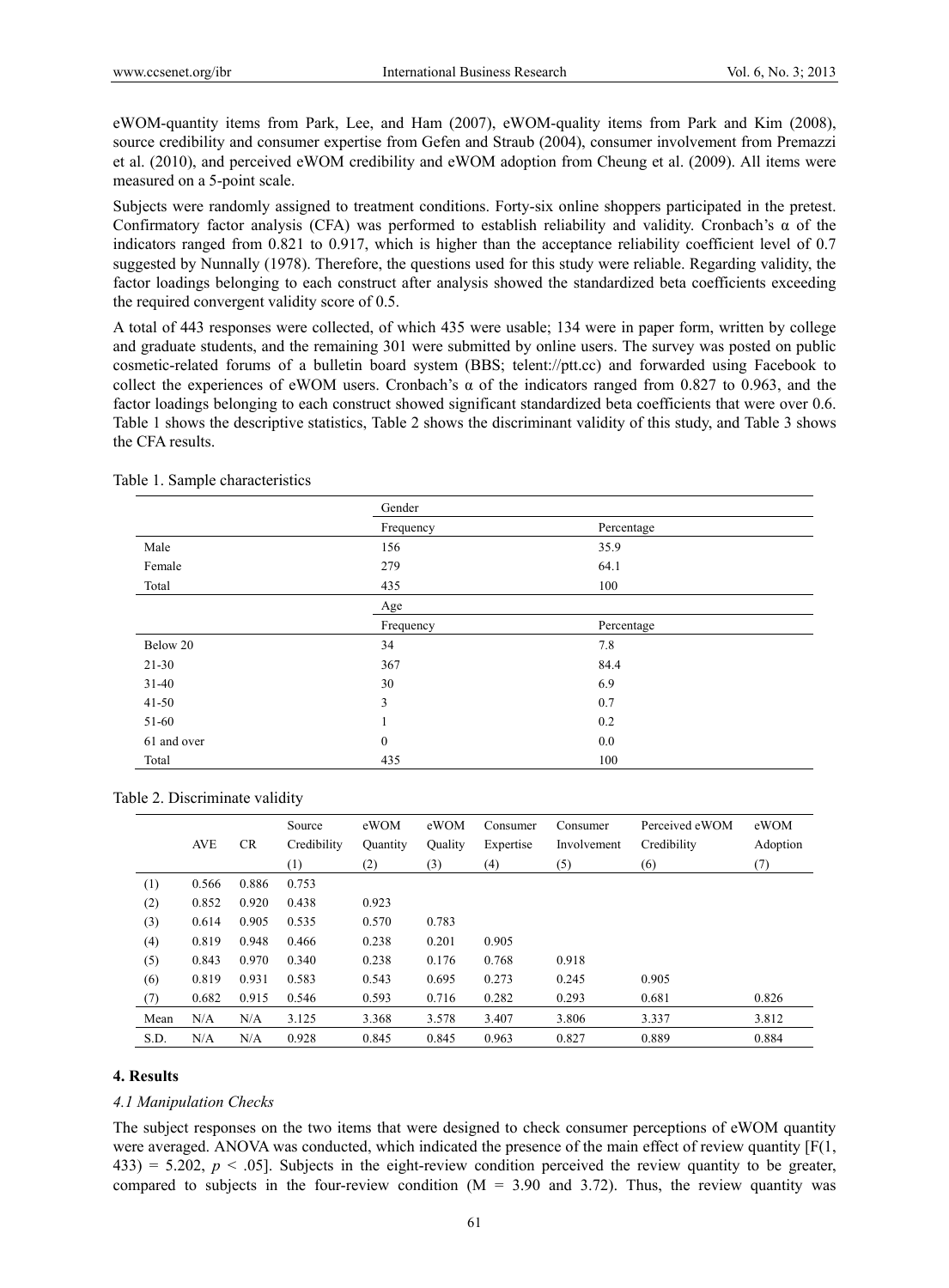eWOM-quantity items from Park, Lee, and Ham (2007), eWOM-quality items from Park and Kim (2008), source credibility and consumer expertise from Gefen and Straub (2004), consumer involvement from Premazzi et al. (2010), and perceived eWOM credibility and eWOM adoption from Cheung et al. (2009). All items were measured on a 5-point scale.

Subjects were randomly assigned to treatment conditions. Forty-six online shoppers participated in the pretest. Confirmatory factor analysis (CFA) was performed to establish reliability and validity. Cronbach's α of the indicators ranged from 0.821 to 0.917, which is higher than the acceptance reliability coefficient level of 0.7 suggested by Nunnally (1978). Therefore, the questions used for this study were reliable. Regarding validity, the factor loadings belonging to each construct after analysis showed the standardized beta coefficients exceeding the required convergent validity score of 0.5.

A total of 443 responses were collected, of which 435 were usable; 134 were in paper form, written by college and graduate students, and the remaining 301 were submitted by online users. The survey was posted on public cosmetic-related forums of a bulletin board system (BBS; telent://ptt.cc) and forwarded using Facebook to collect the experiences of eWOM users. Cronbach's α of the indicators ranged from 0.827 to 0.963, and the factor loadings belonging to each construct showed significant standardized beta coefficients that were over 0.6. Table 1 shows the descriptive statistics, Table 2 shows the discriminant validity of this study, and Table 3 shows the CFA results.

Table 1. Sample characteristics

| | Gender | |
|---|---|---|
| | Frequency | Percentage |
| Male | 156 | 35.9 |
| Female | 279 | 64.1 |
| Total | 435 | 100 |
| | Age | |
| | Frequency | Percentage |
| Below 20 | 34 | 7.8 |
| 21-30 | 367 | 84.4 |
| 31-40 | 30 | 6.9 |
| 41-50 | 3 | 0.7 |
| 51-60 | 1 | 0.2 |
| 61 and over | 0 | 0.0 |
| Total | 435 | 100 |

Table 2. Discriminate validity

| | AVE | CR | Source Credibility (1) | eWOM Quantity (2) | eWOM Quality (3) | Consumer Expertise (4) | Consumer Involvement (5) | Perceived eWOM Credibility (6) | eWOM Adoption (7) |
|---|---|---|---|---|---|---|---|---|---|
| (1) | 0.566 | 0.886 | 0.753 | | | | | | |
| (2) | 0.852 | 0.920 | 0.438 | 0.923 | | | | | |
| (3) | 0.614 | 0.905 | 0.535 | 0.570 | 0.783 | | | | |
| (4) | 0.819 | 0.948 | 0.466 | 0.238 | 0.201 | 0.905 | | | |
| (5) | 0.843 | 0.970 | 0.340 | 0.238 | 0.176 | 0.768 | 0.918 | | |
| (6) | 0.819 | 0.931 | 0.583 | 0.543 | 0.695 | 0.273 | 0.245 | 0.905 | |
| (7) | 0.682 | 0.915 | 0.546 | 0.593 | 0.716 | 0.282 | 0.293 | 0.681 | 0.826 |
| Mean | N/A | N/A | 3.125 | 3.368 | 3.578 | 3.407 | 3.806 | 3.337 | 3.812 |
| S.D. | N/A | N/A | 0.928 | 0.845 | 0.845 | 0.963 | 0.827 | 0.889 | 0.884 |

## 4. Results

### *4.1 Manipulation Checks*

The subject responses on the two items that were designed to check consumer perceptions of eWOM quantity were averaged. ANOVA was conducted, which indicated the presence of the main effect of review quantity [$F(1, 433) = 5.202$, $p < .05$]. Subjects in the eight-review condition perceived the review quantity to be greater, compared to subjects in the four-review condition ($M = 3.90$ and $3.72$). Thus, the review quantity was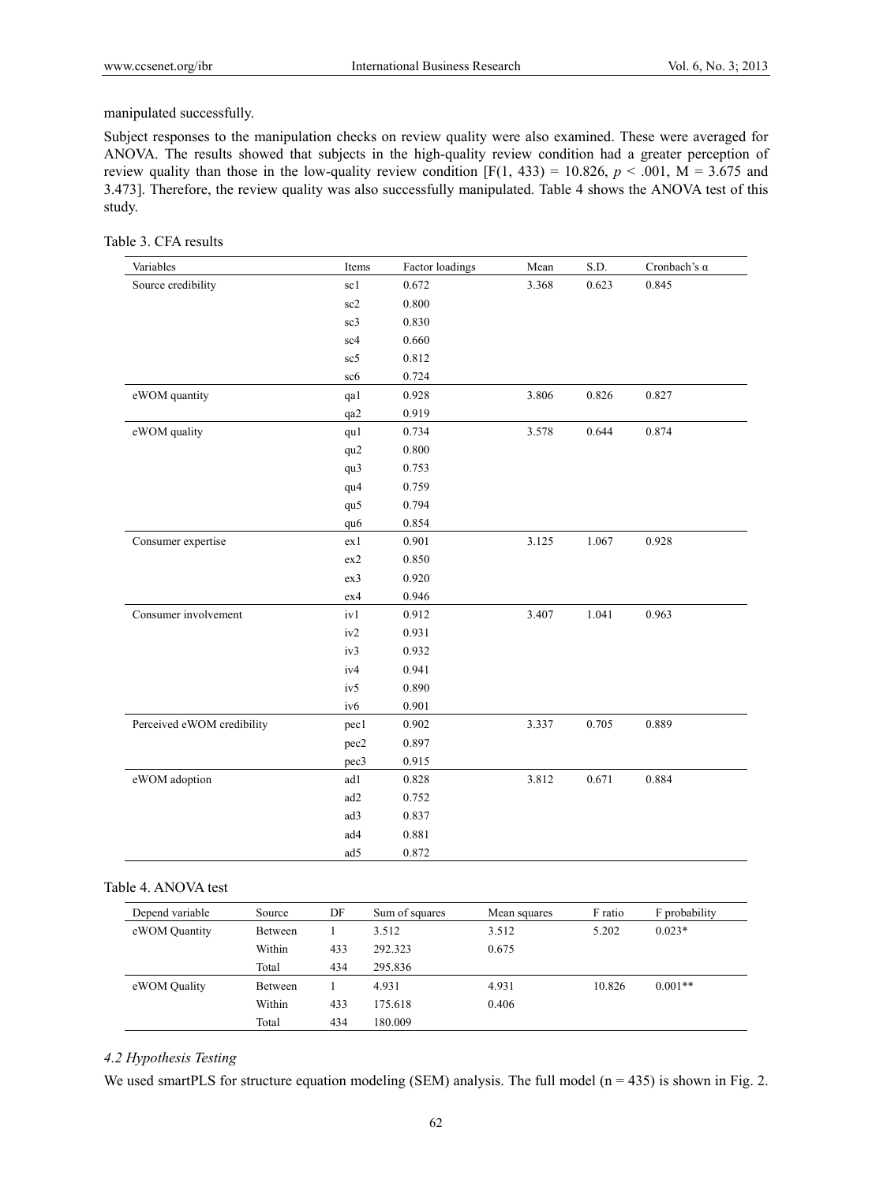manipulated successfully.

Subject responses to the manipulation checks on review quality were also examined. These were averaged for ANOVA. The results showed that subjects in the high-quality review condition had a greater perception of review quality than those in the low-quality review condition [$F(1, 433) = 10.826$, $p < .001$, $M = 3.675$ and 3.473]. Therefore, the review quality was also successfully manipulated. Table 4 shows the ANOVA test of this study.

Table 3. CFA results

| Variables | Items | Factor loadings | Mean | S.D. | Cronbach's α |
|---|---|---|---|---|---|
| Source credibility | sc1 | 0.672 | 3.368 | 0.623 | 0.845 |
| | sc2 | 0.800 | | | |
| | sc3 | 0.830 | | | |
| | sc4 | 0.660 | | | |
| | sc5 | 0.812 | | | |
| | sc6 | 0.724 | | | |
| eWOM quantity | qa1 | 0.928 | 3.806 | 0.826 | 0.827 |
| | qa2 | 0.919 | | | |
| eWOM quality | qu1 | 0.734 | 3.578 | 0.644 | 0.874 |
| | qu2 | 0.800 | | | |
| | qu3 | 0.753 | | | |
| | qu4 | 0.759 | | | |
| | qu5 | 0.794 | | | |
| | qu6 | 0.854 | | | |
| Consumer expertise | ex1 | 0.901 | 3.125 | 1.067 | 0.928 |
| | ex2 | 0.850 | | | |
| | ex3 | 0.920 | | | |
| | ex4 | 0.946 | | | |
| Consumer involvement | iv1 | 0.912 | 3.407 | 1.041 | 0.963 |
| | iv2 | 0.931 | | | |
| | iv3 | 0.932 | | | |
| | iv4 | 0.941 | | | |
| | iv5 | 0.890 | | | |
| | iv6 | 0.901 | | | |
| Perceived eWOM credibility | pec1 | 0.902 | 3.337 | 0.705 | 0.889 |
| | pec2 | 0.897 | | | |
| | pec3 | 0.915 | | | |
| eWOM adoption | ad1 | 0.828 | 3.812 | 0.671 | 0.884 |
| | ad2 | 0.752 | | | |
| | ad3 | 0.837 | | | |
| | ad4 | 0.881 | | | |
| | ad5 | 0.872 | | | |

Table 4. ANOVA test

| Depend variable | Source | DF | Sum of squares | Mean squares | F ratio | F probability |
|---|---|---|---|---|---|---|
| eWOM Quantity | Between | 1 | 3.512 | 3.512 | 5.202 | 0.023* |
| | Within | 433 | 292.323 | 0.675 | | |
| | Total | 434 | 295.836 | | | |
| eWOM Quality | Between | 1 | 4.931 | 4.931 | 10.826 | 0.001** |
| | Within | 433 | 175.618 | 0.406 | | |
| | Total | 434 | 180.009 | | | |

### *4.2 Hypothesis Testing*

We used smartPLS for structure equation modeling (SEM) analysis. The full model ($n = 435$) is shown in Fig. 2.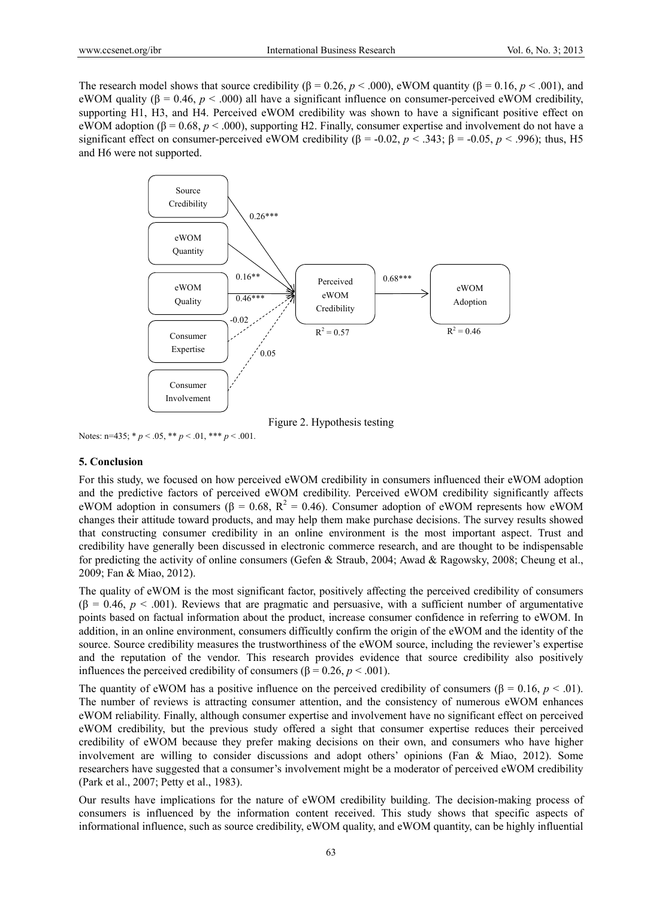The research model shows that source credibility (β = 0.26, $p$ < .000), eWOM quantity (β = 0.16, $p$ < .001), and eWOM quality (β = 0.46, $p$ < .000) all have a significant influence on consumer-perceived eWOM credibility, supporting H1, H3, and H4. Perceived eWOM credibility was shown to have a significant positive effect on eWOM adoption (β = 0.68, $p$ < .000), supporting H2. Finally, consumer expertise and involvement do not have a significant effect on consumer-perceived eWOM credibility (β = -0.02, $p$ < .343; β = -0.05, $p$ < .996); thus, H5 and H6 were not supported.

Figure 2. Hypothesis testing

Notes: n=435; * $p$ < .05, ** $p$ < .01, *** $p$ < .001.

## 5. Conclusion

For this study, we focused on how perceived eWOM credibility in consumers influenced their eWOM adoption and the predictive factors of perceived eWOM credibility. Perceived eWOM credibility significantly affects eWOM adoption in consumers (β = 0.68, $R^2$ = 0.46). Consumer adoption of eWOM represents how eWOM changes their attitude toward products, and may help them make purchase decisions. The survey results showed that constructing consumer credibility in an online environment is the most important aspect. Trust and credibility have generally been discussed in electronic commerce research, and are thought to be indispensable for predicting the activity of online consumers (Gefen & Straub, 2004; Awad & Ragowsky, 2008; Cheung et al., 2009; Fan & Miao, 2012).

The quality of eWOM is the most significant factor, positively affecting the perceived credibility of consumers (β = 0.46, $p$ < .001). Reviews that are pragmatic and persuasive, with a sufficient number of argumentative points based on factual information about the product, increase consumer confidence in referring to eWOM. In addition, in an online environment, consumers difficultly confirm the origin of the eWOM and the identity of the source. Source credibility measures the trustworthiness of the eWOM source, including the reviewer's expertise and the reputation of the vendor. This research provides evidence that source credibility also positively influences the perceived credibility of consumers (β = 0.26, $p$ < .001).

The quantity of eWOM has a positive influence on the perceived credibility of consumers (β = 0.16, $p$ < .01). The number of reviews is attracting consumer attention, and the consistency of numerous eWOM enhances eWOM reliability. Finally, although consumer expertise and involvement have no significant effect on perceived eWOM credibility, but the previous study offered a sight that consumer expertise reduces their perceived credibility of eWOM because they prefer making decisions on their own, and consumers who have higher involvement are willing to consider discussions and adopt others' opinions (Fan & Miao, 2012). Some researchers have suggested that a consumer's involvement might be a moderator of perceived eWOM credibility (Park et al., 2007; Petty et al., 1983).

Our results have implications for the nature of eWOM credibility building. The decision-making process of consumers is influenced by the information content received. This study shows that specific aspects of informational influence, such as source credibility, eWOM quality, and eWOM quantity, can be highly influential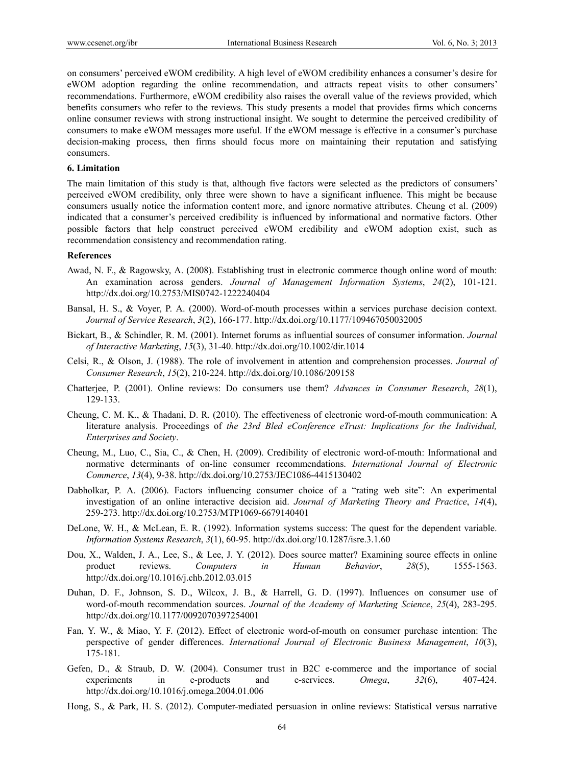on consumers' perceived eWOM credibility. A high level of eWOM credibility enhances a consumer's desire for eWOM adoption regarding the online recommendation, and attracts repeat visits to other consumers' recommendations. Furthermore, eWOM credibility also raises the overall value of the reviews provided, which benefits consumers who refer to the reviews. This study presents a model that provides firms which concerns online consumer reviews with strong instructional insight. We sought to determine the perceived credibility of consumers to make eWOM messages more useful. If the eWOM message is effective in a consumer's purchase decision-making process, then firms should focus more on maintaining their reputation and satisfying consumers.

### 6. Limitation

The main limitation of this study is that, although five factors were selected as the predictors of consumers' perceived eWOM credibility, only three were shown to have a significant influence. This might be because consumers usually notice the information content more, and ignore normative attributes. Cheung et al. (2009) indicated that a consumer's perceived credibility is influenced by informational and normative factors. Other possible factors that help construct perceived eWOM credibility and eWOM adoption exist, such as recommendation consistency and recommendation rating.

### References

Awad, N. F., & Ragowsky, A. (2008). Establishing trust in electronic commerce though online word of mouth: An examination across genders. *Journal of Management Information Systems*, *24*(2), 101-121. http://dx.doi.org/10.2753/MIS0742-1222240404

Bansal, H. S., & Voyer, P. A. (2000). Word-of-mouth processes within a services purchase decision context. *Journal of Service Research*, *3*(2), 166-177. http://dx.doi.org/10.1177/109467050032005

Bickart, B., & Schindler, R. M. (2001). Internet forums as influential sources of consumer information. *Journal of Interactive Marketing*, *15*(3), 31-40. http://dx.doi.org/10.1002/dir.1014

Celsi, R., & Olson, J. (1988). The role of involvement in attention and comprehension processes. *Journal of Consumer Research*, *15*(2), 210-224. http://dx.doi.org/10.1086/209158

Chatterjee, P. (2001). Online reviews: Do consumers use them? *Advances in Consumer Research*, *28*(1), 129-133.

Cheung, C. M. K., & Thadani, D. R. (2010). The effectiveness of electronic word-of-mouth communication: A literature analysis. Proceedings of *the 23rd Bled eConference eTrust: Implications for the Individual, Enterprises and Society*.

Cheung, M., Luo, C., Sia, C., & Chen, H. (2009). Credibility of electronic word-of-mouth: Informational and normative determinants of on-line consumer recommendations. *International Journal of Electronic Commerce*, *13*(4), 9-38. http://dx.doi.org/10.2753/JEC1086-4415130402

Dabholkar, P. A. (2006). Factors influencing consumer choice of a "rating web site": An experimental investigation of an online interactive decision aid. *Journal of Marketing Theory and Practice*, *14*(4), 259-273. http://dx.doi.org/10.2753/MTP1069-6679140401

DeLone, W. H., & McLean, E. R. (1992). Information systems success: The quest for the dependent variable. *Information Systems Research*, *3*(1), 60-95. http://dx.doi.org/10.1287/isre.3.1.60

Dou, X., Walden, J. A., Lee, S., & Lee, J. Y. (2012). Does source matter? Examining source effects in online product reviews. *Computers in Human Behavior*, *28*(5), 1555-1563. http://dx.doi.org/10.1016/j.chb.2012.03.015

Duhan, D. F., Johnson, S. D., Wilcox, J. B., & Harrell, G. D. (1997). Influences on consumer use of word-of-mouth recommendation sources. *Journal of the Academy of Marketing Science*, *25*(4), 283-295. http://dx.doi.org/10.1177/0092070397254001

Fan, Y. W., & Miao, Y. F. (2012). Effect of electronic word-of-mouth on consumer purchase intention: The perspective of gender differences. *International Journal of Electronic Business Management*, *10*(3), 175-181.

Gefen, D., & Straub, D. W. (2004). Consumer trust in B2C e-commerce and the importance of social experiments in e-products and e-services. *Omega*, *32*(6), 407-424. http://dx.doi.org/10.1016/j.omega.2004.01.006

Hong, S., & Park, H. S. (2012). Computer-mediated persuasion in online reviews: Statistical versus narrative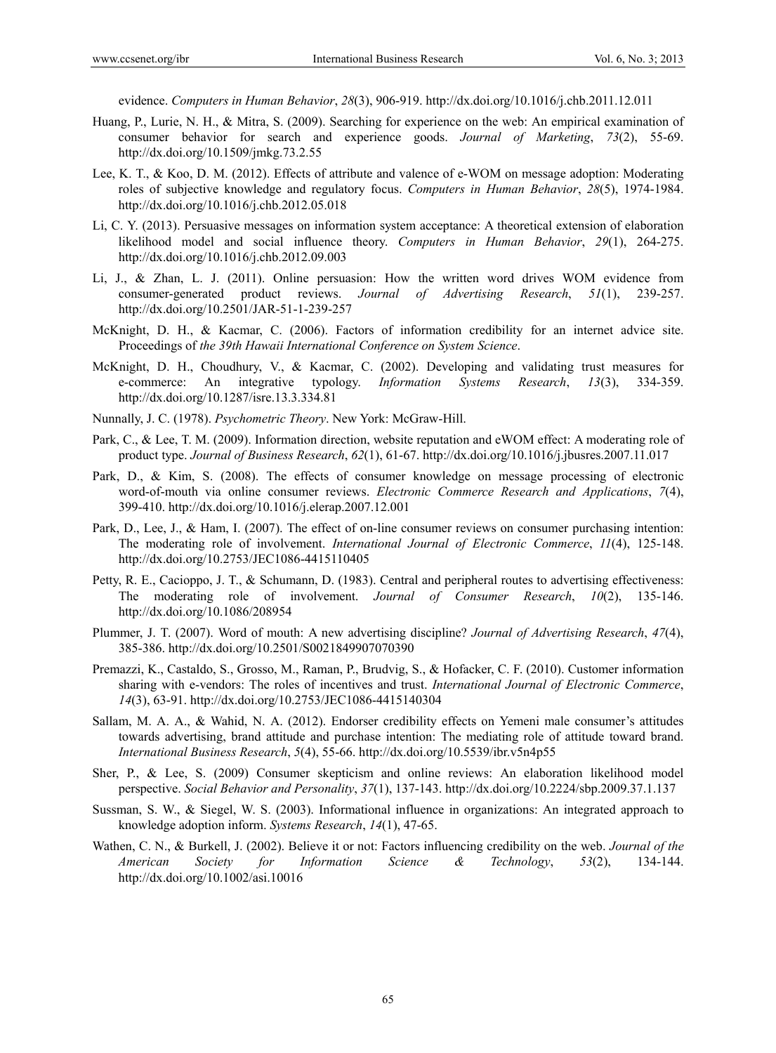evidence. *Computers in Human Behavior*, *28*(3), 906-919. http://dx.doi.org/10.1016/j.chb.2011.12.011

Huang, P., Lurie, N. H., & Mitra, S. (2009). Searching for experience on the web: An empirical examination of consumer behavior for search and experience goods. *Journal of Marketing*, *73*(2), 55-69. http://dx.doi.org/10.1509/jmkg.73.2.55

Lee, K. T., & Koo, D. M. (2012). Effects of attribute and valence of e-WOM on message adoption: Moderating roles of subjective knowledge and regulatory focus. *Computers in Human Behavior*, *28*(5), 1974-1984. http://dx.doi.org/10.1016/j.chb.2012.05.018

Li, C. Y. (2013). Persuasive messages on information system acceptance: A theoretical extension of elaboration likelihood model and social influence theory. *Computers in Human Behavior*, *29*(1), 264-275. http://dx.doi.org/10.1016/j.chb.2012.09.003

Li, J., & Zhan, L. J. (2011). Online persuasion: How the written word drives WOM evidence from consumer-generated product reviews. *Journal of Advertising Research*, *51*(1), 239-257. http://dx.doi.org/10.2501/JAR-51-1-239-257

McKnight, D. H., & Kacmar, C. (2006). Factors of information credibility for an internet advice site. Proceedings of *the 39th Hawaii International Conference on System Science*.

McKnight, D. H., Choudhury, V., & Kacmar, C. (2002). Developing and validating trust measures for e-commerce: An integrative typology. *Information Systems Research*, *13*(3), 334-359. http://dx.doi.org/10.1287/isre.13.3.334.81

Nunnally, J. C. (1978). *Psychometric Theory*. New York: McGraw-Hill.

Park, C., & Lee, T. M. (2009). Information direction, website reputation and eWOM effect: A moderating role of product type. *Journal of Business Research*, *62*(1), 61-67. http://dx.doi.org/10.1016/j.jbusres.2007.11.017

Park, D., & Kim, S. (2008). The effects of consumer knowledge on message processing of electronic word-of-mouth via online consumer reviews. *Electronic Commerce Research and Applications*, *7*(4), 399-410. http://dx.doi.org/10.1016/j.elerap.2007.12.001

Park, D., Lee, J., & Ham, I. (2007). The effect of on-line consumer reviews on consumer purchasing intention: The moderating role of involvement. *International Journal of Electronic Commerce*, *11*(4), 125-148. http://dx.doi.org/10.2753/JEC1086-4415110405

Petty, R. E., Cacioppo, J. T., & Schumann, D. (1983). Central and peripheral routes to advertising effectiveness: The moderating role of involvement. *Journal of Consumer Research*, *10*(2), 135-146. http://dx.doi.org/10.1086/208954

Plummer, J. T. (2007). Word of mouth: A new advertising discipline? *Journal of Advertising Research*, *47*(4), 385-386. http://dx.doi.org/10.2501/S0021849907070390

Premazzi, K., Castaldo, S., Grosso, M., Raman, P., Brudvig, S., & Hofacker, C. F. (2010). Customer information sharing with e-vendors: The roles of incentives and trust. *International Journal of Electronic Commerce*, *14*(3), 63-91. http://dx.doi.org/10.2753/JEC1086-4415140304

Sallam, M. A. A., & Wahid, N. A. (2012). Endorser credibility effects on Yemeni male consumer's attitudes towards advertising, brand attitude and purchase intention: The mediating role of attitude toward brand. *International Business Research*, *5*(4), 55-66. http://dx.doi.org/10.5539/ibr.v5n4p55

Sher, P., & Lee, S. (2009) Consumer skepticism and online reviews: An elaboration likelihood model perspective. *Social Behavior and Personality*, *37*(1), 137-143. http://dx.doi.org/10.2224/sbp.2009.37.1.137

Sussman, S. W., & Siegel, W. S. (2003). Informational influence in organizations: An integrated approach to knowledge adoption inform. *Systems Research*, *14*(1), 47-65.

Wathen, C. N., & Burkell, J. (2002). Believe it or not: Factors influencing credibility on the web. *Journal of the American Society for Information Science & Technology*, *53*(2), 134-144. http://dx.doi.org/10.1002/asi.10016